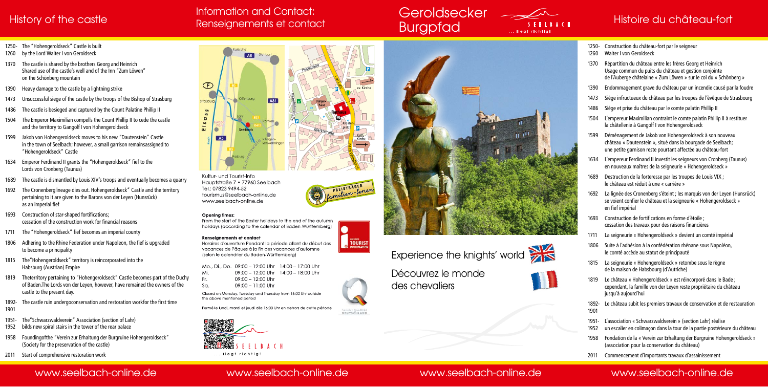# Geroldsecker Burgpfad

Experience the knights' world

Découvrez le monde des chevaliers

## History of the castle

- 1250-1260 The "Hohengeroldseck" Castle is built by the Lord Walter I von Geroldseck
- 1370 The castle is shared by the brothers Georg and Heinrich. Shared use of the castle's well and of the Inn "Zum Löwen" on the Schönberg mountain
- 1390 Heavy damage to the castle by a lightning strike
- 1473 Unsuccessful siege of the castle by the troops of the Bishop of Strasburg
- 1486 The castle is besieged and captured by the Count Palatine Phillip II
- 1504 The Emperor Maximilian compells the Count Phillip II to cede the castle and the territory to Gangolf I von Hohengeroldseck
- 1599 Jakob von Hohengeroldseck moves to his new "Dautenstein" Castle in the town of Seelbach; however, a small garrison remainsassigned to "Hohengeroldseck" Castle
- 1634 Emperor Ferdinand II grants the "Hohengeroldseck" fief to the Lords von Cronberg (Taunus)
- 1689 The castle is dismantled by Louis XIV's troops and eventually becomes a quarry
- 1692 The Cronenberglineage dies out. Hohengeroldseck" Castle and the territory pertaining to it are given to the Barons von der Leyen (Hunsrück) as an imperial fief
- 1693 Construction of star-shaped fortifications; cessation of the construction work for financial reasons
- 1711 The "Hohengeroldseck" fief becomes an imperial county
- 1806 Adhering to the Rhine Federation under Napoleon, the fief is upgraded to become a principality
- 1815 The"Hohengeroldseck" territory is reincorporated into the Habsburg (Austrian) Empire
- 1819 Theterritory pertaining to "Hohengeroldseck" Castle becomes part of the Duchy of Baden.The Lords von der Leyen, however, have remained the owners of the castle to the present day.
- 1892-1901 The castle ruin undergoconservation and restoration workfor the first time
- 1951-1952 The"Schwarzwaldverein" Association (section of Lahr) bilds new spiral stairs in the tower of the rear palace
- 1958 Foundingofthe "Verein zur Erhaltung der Burgruine Hohengeroldseck" (Society for the preservation of the castle)
- 2011 Start of comprehensive restoration work

## Information and Contact: Renseignements et contact

Kultur- und Tourist-Info
Hauptstraße 7 • 77960 Seelbach
Tel.: 07823 9494-52
tourismus@seelbach-online.de
www.seelbach-online.de

**Opening times:**
From the start of the Easter holidays to the end of the autumn holidays (according to the calendar of Baden-Württemberg)

**Renseignements et contact**
Horaires d'ouverture Pendant la période allant du début des vacances de Pâques à la fin des vacances d'automne (selon le calendrier du Baden-Württemberg)

| | | |
|---|---|---|
| Mo., Di., Do. | 09:00 – 12:00 Uhr | 14:00 – 17:00 Uhr |
| Mi. | 09:00 – 12:00 Uhr | 14:00 – 18:00 Uhr |
| Fr. | 09:00 – 12:00 Uhr | |
| Sa. | 09:00 – 11:00 Uhr | |

Closed on Monday, Tuesday and Thursday from 16:00 Uhr outside the above mentioned period

Fermé le lundi, mardi et jeudi dès 16:00 Uhr en dehors de cette période

SEELBACH ... liegt richtig!

## Histoire du château-fort

- 1250-1260 Construction du château-fort par le seigneur Walter I von Geroldseck
- 1370 Répartition du château entre les frères Georg et Heinrich. Usage commun du puits du château et gestion conjointe de l'Auberge châtelaine « Zum Löwen » sur le col du « Schönberg »
- 1390 Endommagement grave du château par un incendie causé par la foudre
- 1473 Siège infructueux du château par les troupes de l'évêque de Strasbourg
- 1486 Siège et prise du château par le comte palatin Phillip II
- 1504 L'empereur Maximilian contraint le comte palatin Phillip II à restituer la châtellenie à Gangolf I von Hohengeroldseck
- 1599 Déménagement de Jakob von Hohengeroldseck à son nouveau château « Dautenstein », situé dans la bourgade de Seelbach; une petite garnison reste pourtant affectée au château-fort
- 1634 L'empereur Ferdinand II investit les seigneurs von Cronberg (Taunus) en nouveaux maîtres de la seigneurie « Hohengeroldseck »
- 1689 Destruction de la forteresse par les troupes de Louis XIV ; le château est réduit à une « carrière »
- 1692 La lignée des Cronenberg s'éteint ; les marquis von der Leyen (Hunsrück) se voient confier le château et la seigneurie « Hohengeroldseck » en fief impérial
- 1693 Construction de fortifications en forme d'étoile ; cessation des travaux pour des raisons financières
- 1711 La seigneurie « Hohengeroldseck » devient un comté impérial
- 1806 Suite à l'adhésion à la confédération rhénane sous Napoléon, le comté accède au statut de principauté
- 1815 La seigneurie « Hohengeroldseck » retombe sous le règne de la maison de Habsbourg (d'Autriche)
- 1819 Le château « Hohengeroldseck » est réincorporé dans le Bade ; cependant, la famille von der Leyen reste propriétaire du château jusqu'à aujourd'hui
- 1892-1901 Le château subit les premiers travaux de conservation et de restauration
- 1951-1952 L'association « Schwarzwaldverein » (section Lahr) réalise un escalier en colimaçon dans la tour de la partie postérieure du château
- 1958 Fondation de la « Verein zur Erhaltung der Burgruine Hohengeroldseck » (association pour la conservation du château)
- 2011 Commencement d'importants travaux d'assainissement

www.seelbach-online.de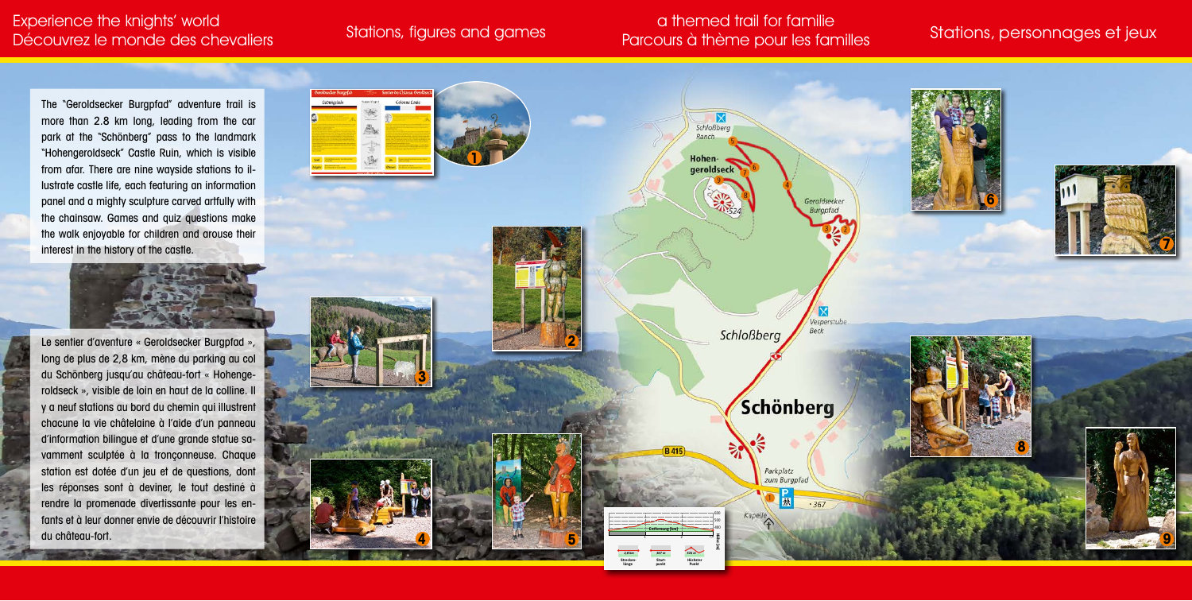# Experience the knights' world
# Découvrez le monde des chevaliers

## Stations, figures and games

## a themed trail for familie
## Parcours à thème pour les familles

## Stations, personnages et jeux

The "Geroldsecker Burgpfad" adventure trail is more than 2.8 km long, leading from the car park at the "Schönberg" pass to the landmark "Hohengeroldseck" Castle Ruin, which is visible from afar. There are nine wayside stations to illustrate castle life, each featuring an information panel and a mighty sculpture carved artfully with the chainsaw. Games and quiz questions make the walk enjoyable for children and arouse their interest in the history of the castle.

Le sentier d'aventure « Geroldsecker Burgpfad », long de plus de 2,8 km, mène du parking au col du Schönberg jusqu'au château-fort « Hohengeroldseck », visible de loin en haut de la colline. Il y a neuf stations au bord du chemin qui illustrent chacune la vie châtelaine à l'aide d'un panneau d'information bilingue et d'une grande statue savamment sculptée à la tronçonneuse. Chaque station est dotée d'un jeu et de questions, dont les réponses sont à deviner, le tout destiné à rendre la promenade divertissante pour les enfants et à leur donner envie de découvrir l'histoire du château-fort.

Schloßberg Ranch

Hohengeroldseck

524

Geroldsecker Burgpfad

Vesperstube Beck

Schloßberg

Schönberg

B 415

Parkplatz zum Burgpfad

367

Kapelle

Entfernung [km]

2,8 km Streckenlänge

367 m Startpunkt

524 m Höchster Punkt